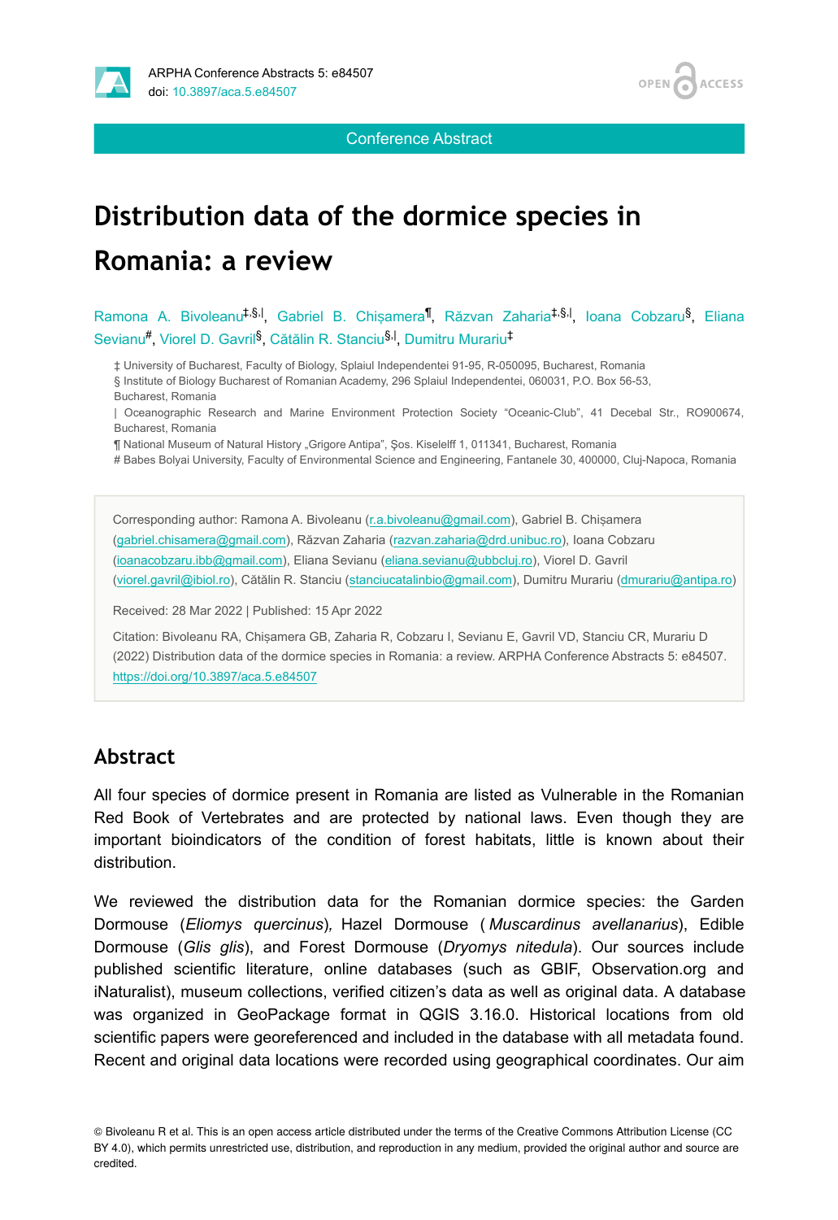Conference Abstract

# Distribution data of the dormice species in Romania: a review

Ramona A. Bivoleanu[‡,§,|], Gabriel B. Chișamera[¶], Răzvan Zaharia[‡,§,|], Ioana Cobzaru[§], Eliana Sevianu[#], Viorel D. Gavril[§], Cătălin R. Stanciu[§,|], Dumitru Murariu[‡]

‡ University of Bucharest, Faculty of Biology, Splaiul Independentei 91-95, R-050095, Bucharest, Romania

§ Institute of Biology Bucharest of Romanian Academy, 296 Splaiul Independentei, 060031, P.O. Box 56-53, Bucharest, Romania

| Oceanographic Research and Marine Environment Protection Society "Oceanic-Club", 41 Decebal Str., RO900674, Bucharest, Romania

¶ National Museum of Natural History „Grigore Antipa", Şos. Kiselelff 1, 011341, Bucharest, Romania

# Babes Bolyai University, Faculty of Environmental Science and Engineering, Fantanele 30, 400000, Cluj-Napoca, Romania

Corresponding author: Ramona A. Bivoleanu (r.a.bivoleanu@gmail.com), Gabriel B. Chișamera (gabriel.chisamera@gmail.com), Răzvan Zaharia (razvan.zaharia@drd.unibuc.ro), Ioana Cobzaru (ioanacobzaru.ibb@gmail.com), Eliana Sevianu (eliana.sevianu@ubbcluj.ro), Viorel D. Gavril (viorel.gavril@ibiol.ro), Cătălin R. Stanciu (stanciucatalinbio@gmail.com), Dumitru Murariu (dmurariu@antipa.ro)

Received: 28 Mar 2022 | Published: 15 Apr 2022

Citation: Bivoleanu RA, Chișamera GB, Zaharia R, Cobzaru I, Sevianu E, Gavril VD, Stanciu CR, Murariu D (2022) Distribution data of the dormice species in Romania: a review. ARPHA Conference Abstracts 5: e84507. https://doi.org/10.3897/aca.5.e84507

## Abstract

All four species of dormice present in Romania are listed as Vulnerable in the Romanian Red Book of Vertebrates and are protected by national laws. Even though they are important bioindicators of the condition of forest habitats, little is known about their distribution.

We reviewed the distribution data for the Romanian dormice species: the Garden Dormouse (*Eliomys quercinus*), Hazel Dormouse (*Muscardinus avellanarius*), Edible Dormouse (*Glis glis*), and Forest Dormouse (*Dryomys nitedula*). Our sources include published scientific literature, online databases (such as GBIF, Observation.org and iNaturalist), museum collections, verified citizen's data as well as original data. A database was organized in GeoPackage format in QGIS 3.16.0. Historical locations from old scientific papers were georeferenced and included in the database with all metadata found. Recent and original data locations were recorded using geographical coordinates. Our aim

© Bivoleanu R et al. This is an open access article distributed under the terms of the Creative Commons Attribution License (CC BY 4.0), which permits unrestricted use, distribution, and reproduction in any medium, provided the original author and source are credited.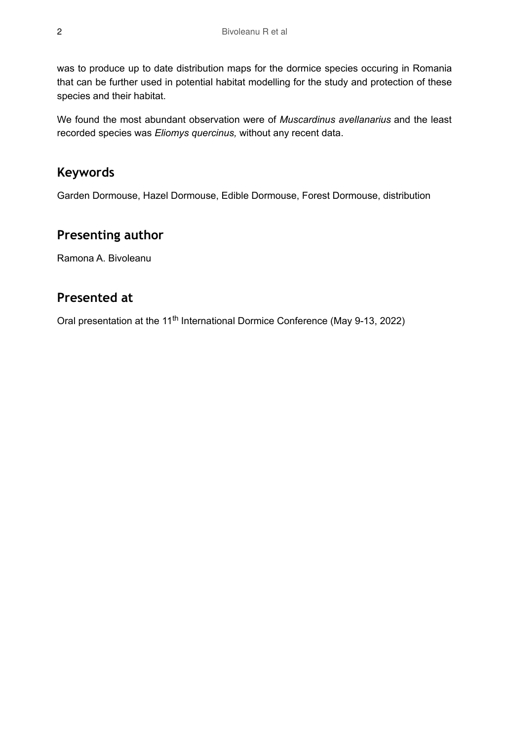was to produce up to date distribution maps for the dormice species occuring in Romania that can be further used in potential habitat modelling for the study and protection of these species and their habitat.

We found the most abundant observation were of *Muscardinus avellanarius* and the least recorded species was *Eliomys quercinus,* without any recent data.

## Keywords

Garden Dormouse, Hazel Dormouse, Edible Dormouse, Forest Dormouse, distribution

## Presenting author

Ramona A. Bivoleanu

## Presented at

Oral presentation at the 11$^{th}$ International Dormice Conference (May 9-13, 2022)